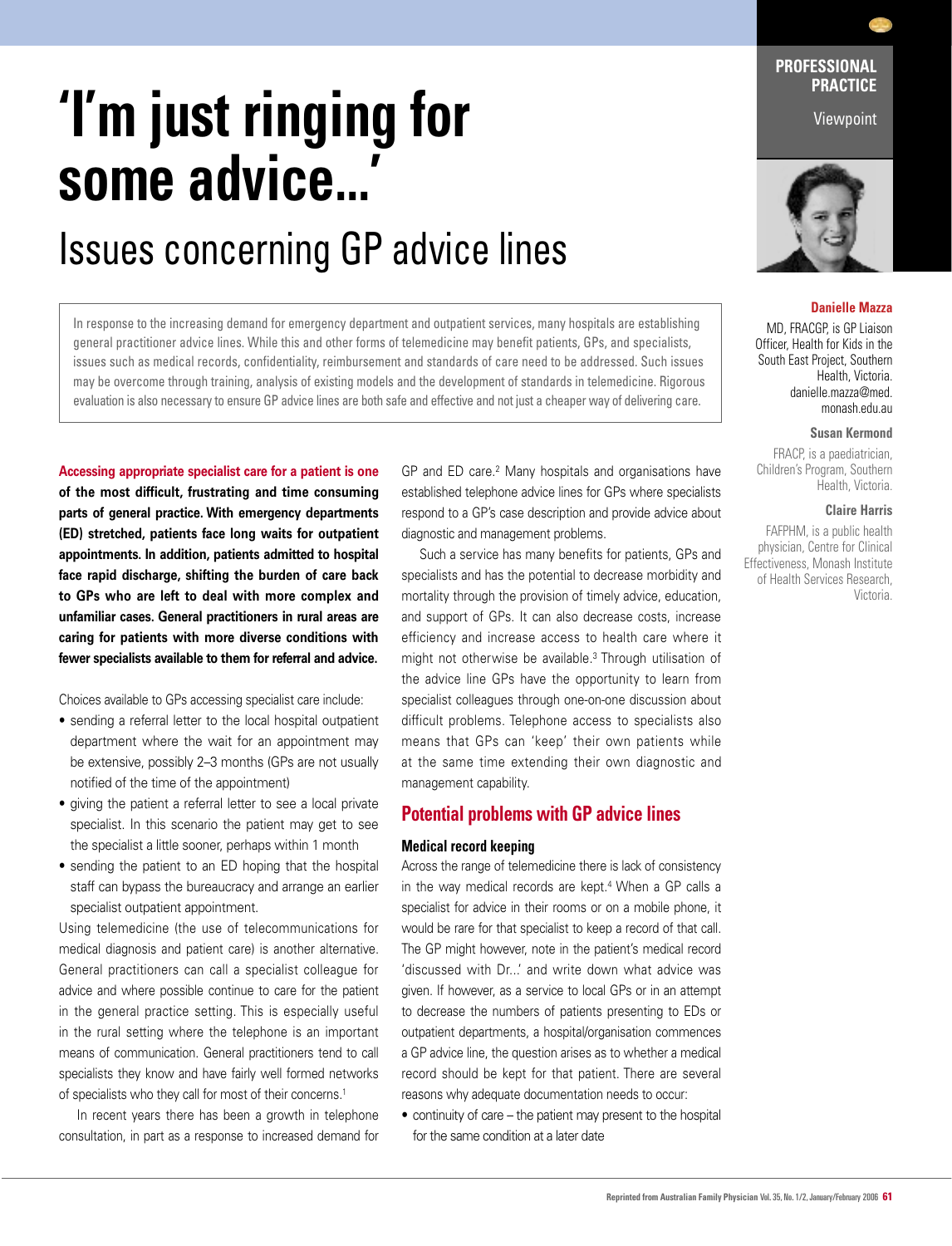PROFESSIONAL PRACTICE

Viewpoint

# 'I'm just ringing for some advice...'

## Issues concerning GP advice lines

**Danielle Mazza**

MD, FRACGP, is GP Liaison Officer, Health for Kids in the South East Project, Southern Health, Victoria. danielle.mazza@med.monash.edu.au

**Susan Kermond**

FRACP, is a paediatrician, Children's Program, Southern Health, Victoria.

**Claire Harris**

FAFPHM, is a public health physician, Centre for Clinical Effectiveness, Monash Institute of Health Services Research, Victoria.

In response to the increasing demand for emergency department and outpatient services, many hospitals are establishing general practitioner advice lines. While this and other forms of telemedicine may benefit patients, GPs, and specialists, issues such as medical records, confidentiality, reimbursement and standards of care need to be addressed. Such issues may be overcome through training, analysis of existing models and the development of standards in telemedicine. Rigorous evaluation is also necessary to ensure GP advice lines are both safe and effective and not just a cheaper way of delivering care.

**Accessing appropriate specialist care for a patient is one of the most difficult, frustrating and time consuming parts of general practice. With emergency departments (ED) stretched, patients face long waits for outpatient appointments. In addition, patients admitted to hospital face rapid discharge, shifting the burden of care back to GPs who are left to deal with more complex and unfamiliar cases. General practitioners in rural areas are caring for patients with more diverse conditions with fewer specialists available to them for referral and advice.**

Choices available to GPs accessing specialist care include:

- sending a referral letter to the local hospital outpatient department where the wait for an appointment may be extensive, possibly 2–3 months (GPs are not usually notified of the time of the appointment)
- giving the patient a referral letter to see a local private specialist. In this scenario the patient may get to see the specialist a little sooner, perhaps within 1 month
- sending the patient to an ED hoping that the hospital staff can bypass the bureaucracy and arrange an earlier specialist outpatient appointment.

Using telemedicine (the use of telecommunications for medical diagnosis and patient care) is another alternative. General practitioners can call a specialist colleague for advice and where possible continue to care for the patient in the general practice setting. This is especially useful in the rural setting where the telephone is an important means of communication. General practitioners tend to call specialists they know and have fairly well formed networks of specialists who they call for most of their concerns.[1]

In recent years there has been a growth in telephone consultation, in part as a response to increased demand for GP and ED care.[2] Many hospitals and organisations have established telephone advice lines for GPs where specialists respond to a GP's case description and provide advice about diagnostic and management problems.

Such a service has many benefits for patients, GPs and specialists and has the potential to decrease morbidity and mortality through the provision of timely advice, education, and support of GPs. It can also decrease costs, increase efficiency and increase access to health care where it might not otherwise be available.[3] Through utilisation of the advice line GPs have the opportunity to learn from specialist colleagues through one-on-one discussion about difficult problems. Telephone access to specialists also means that GPs can 'keep' their own patients while at the same time extending their own diagnostic and management capability.

## Potential problems with GP advice lines

### Medical record keeping

Across the range of telemedicine there is lack of consistency in the way medical records are kept.[4] When a GP calls a specialist for advice in their rooms or on a mobile phone, it would be rare for that specialist to keep a record of that call. The GP might however, note in the patient's medical record 'discussed with Dr...' and write down what advice was given. If however, as a service to local GPs or in an attempt to decrease the numbers of patients presenting to EDs or outpatient departments, a hospital/organisation commences a GP advice line, the question arises as to whether a medical record should be kept for that patient. There are several reasons why adequate documentation needs to occur:

- continuity of care – the patient may present to the hospital for the same condition at a later date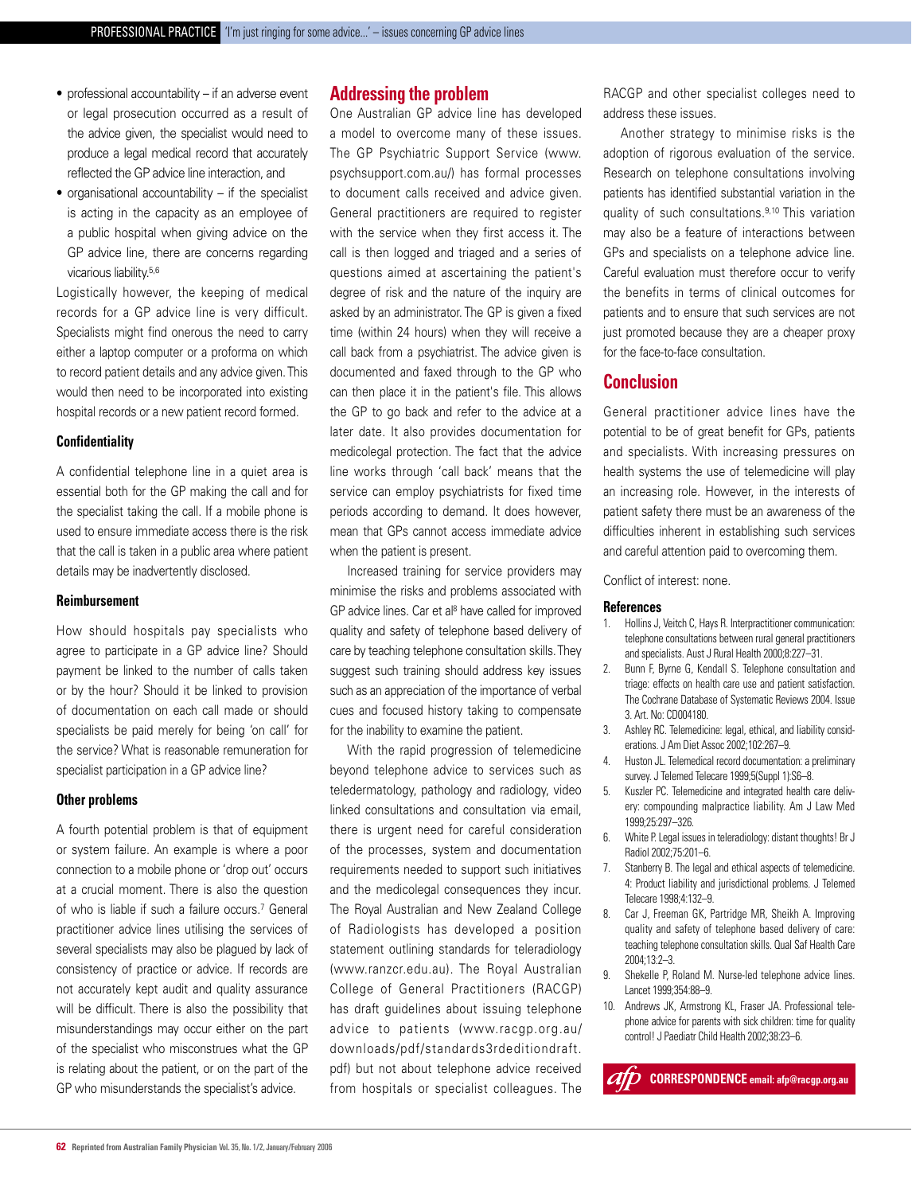- professional accountability – if an adverse event or legal prosecution occurred as a result of the advice given, the specialist would need to produce a legal medical record that accurately reflected the GP advice line interaction, and
- organisational accountability – if the specialist is acting in the capacity as an employee of a public hospital when giving advice on the GP advice line, there are concerns regarding vicarious liability.[5,6]

Logistically however, the keeping of medical records for a GP advice line is very difficult. Specialists might find onerous the need to carry either a laptop computer or a proforma on which to record patient details and any advice given. This would then need to be incorporated into existing hospital records or a new patient record formed.

### Confidentiality

A confidential telephone line in a quiet area is essential both for the GP making the call and for the specialist taking the call. If a mobile phone is used to ensure immediate access there is the risk that the call is taken in a public area where patient details may be inadvertently disclosed.

### Reimbursement

How should hospitals pay specialists who agree to participate in a GP advice line? Should payment be linked to the number of calls taken or by the hour? Should it be linked to provision of documentation on each call made or should specialists be paid merely for being 'on call' for the service? What is reasonable remuneration for specialist participation in a GP advice line?

### Other problems

A fourth potential problem is that of equipment or system failure. An example is where a poor connection to a mobile phone or 'drop out' occurs at a crucial moment. There is also the question of who is liable if such a failure occurs.[7] General practitioner advice lines utilising the services of several specialists may also be plagued by lack of consistency of practice or advice. If records are not accurately kept audit and quality assurance will be difficult. There is also the possibility that misunderstandings may occur either on the part of the specialist who misconstrues what the GP is relating about the patient, or on the part of the GP who misunderstands the specialist's advice.

## Addressing the problem

One Australian GP advice line has developed a model to overcome many of these issues. The GP Psychiatric Support Service (www.psychsupport.com.au/) has formal processes to document calls received and advice given. General practitioners are required to register with the service when they first access it. The call is then logged and triaged and a series of questions aimed at ascertaining the patient's degree of risk and the nature of the inquiry are asked by an administrator. The GP is given a fixed time (within 24 hours) when they will receive a call back from a psychiatrist. The advice given is documented and faxed through to the GP who can then place it in the patient's file. This allows the GP to go back and refer to the advice at a later date. It also provides documentation for medicolegal protection. The fact that the advice line works through 'call back' means that the service can employ psychiatrists for fixed time periods according to demand. It does however, mean that GPs cannot access immediate advice when the patient is present.

Increased training for service providers may minimise the risks and problems associated with GP advice lines. Car et al[8] have called for improved quality and safety of telephone based delivery of care by teaching telephone consultation skills. They suggest such training should address key issues such as an appreciation of the importance of verbal cues and focused history taking to compensate for the inability to examine the patient.

With the rapid progression of telemedicine beyond telephone advice to services such as teledermatology, pathology and radiology, video linked consultations and consultation via email, there is urgent need for careful consideration of the processes, system and documentation requirements needed to support such initiatives and the medicolegal consequences they incur. The Royal Australian and New Zealand College of Radiologists has developed a position statement outlining standards for teleradiology (www.ranzcr.edu.au). The Royal Australian College of General Practitioners (RACGP) has draft guidelines about issuing telephone advice to patients (www.racgp.org.au/downloads/pdf/standards3rdeditiondraft.pdf) but not about telephone advice received from hospitals or specialist colleagues. The RACGP and other specialist colleges need to address these issues.

Another strategy to minimise risks is the adoption of rigorous evaluation of the service. Research on telephone consultations involving patients has identified substantial variation in the quality of such consultations.[9,10] This variation may also be a feature of interactions between GPs and specialists on a telephone advice line. Careful evaluation must therefore occur to verify the benefits in terms of clinical outcomes for patients and to ensure that such services are not just promoted because they are a cheaper proxy for the face-to-face consultation.

## Conclusion

General practitioner advice lines have the potential to be of great benefit for GPs, patients and specialists. With increasing pressures on health systems the use of telemedicine will play an increasing role. However, in the interests of patient safety there must be an awareness of the difficulties inherent in establishing such services and careful attention paid to overcoming them.

Conflict of interest: none.

### References

1. Hollins J, Veitch C, Hays R. Interpractitioner communication: telephone consultations between rural general practitioners and specialists. Aust J Rural Health 2000;8:227–31.
2. Bunn F, Byrne G, Kendall S. Telephone consultation and triage: effects on health care use and patient satisfaction. The Cochrane Database of Systematic Reviews 2004. Issue 3. Art. No: CD004180.
3. Ashley RC. Telemedicine: legal, ethical, and liability considerations. J Am Diet Assoc 2002;102:267–9.
4. Huston JL. Telemedical record documentation: a preliminary survey. J Telemed Telecare 1999;5(Suppl 1):S6–8.
5. Kuszler PC. Telemedicine and integrated health care delivery: compounding malpractice liability. Am J Law Med 1999;25:297–326.
6. White P. Legal issues in teleradiology: distant thoughts! Br J Radiol 2002;75:201–6.
7. Stanberry B. The legal and ethical aspects of telemedicine. 4: Product liability and jurisdictional problems. J Telemed Telecare 1998;4:132–9.
8. Car J, Freeman GK, Partridge MR, Sheikh A. Improving quality and safety of telephone based delivery of care: teaching telephone consultation skills. Qual Saf Health Care 2004;13:2–3.
9. Shekelle P, Roland M. Nurse-led telephone advice lines. Lancet 1999;354:88–9.
10. Andrews JK, Armstrong KL, Fraser JA. Professional telephone advice for parents with sick children: time for quality control! J Paediatr Child Health 2002;38:23–6.

**CORRESPONDENCE** email: afp@racgp.org.au